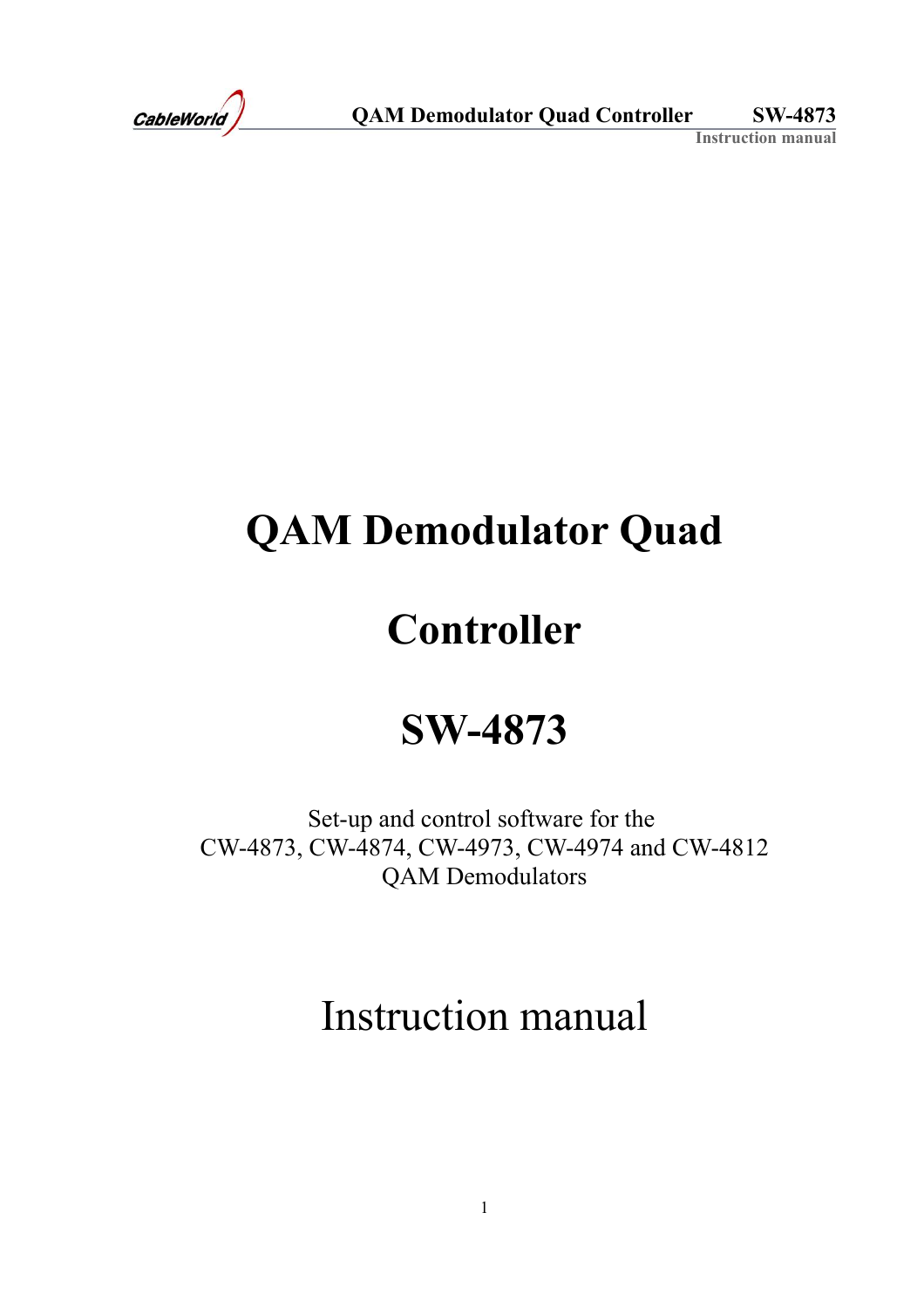# QAM Demodulator Quad Controller

# SW-4873

Set-up and control software for the
CW-4873, CW-4874, CW-4973, CW-4974 and CW-4812
QAM Demodulators

# Instruction manual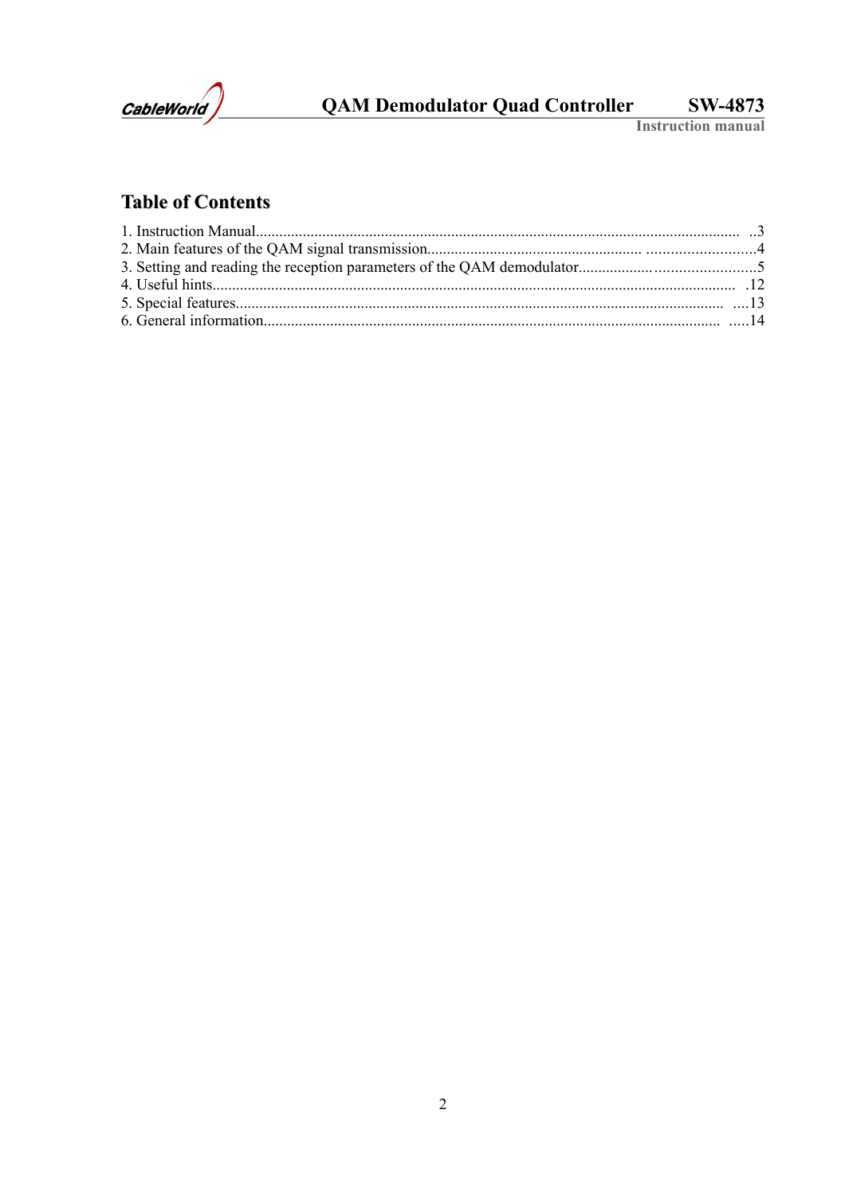## Table of Contents

1. Instruction Manual.......................................................................................................................... ..3
2. Main features of the QAM signal transmission.................................................... ...........................4
3. Setting and reading the reception parameters of the QAM demodulator...............................................5
4. Useful hints................................................................................................................................... .12
5. Special features............................................................................................................................ ....13
6. General information..................................................................................................................... .....14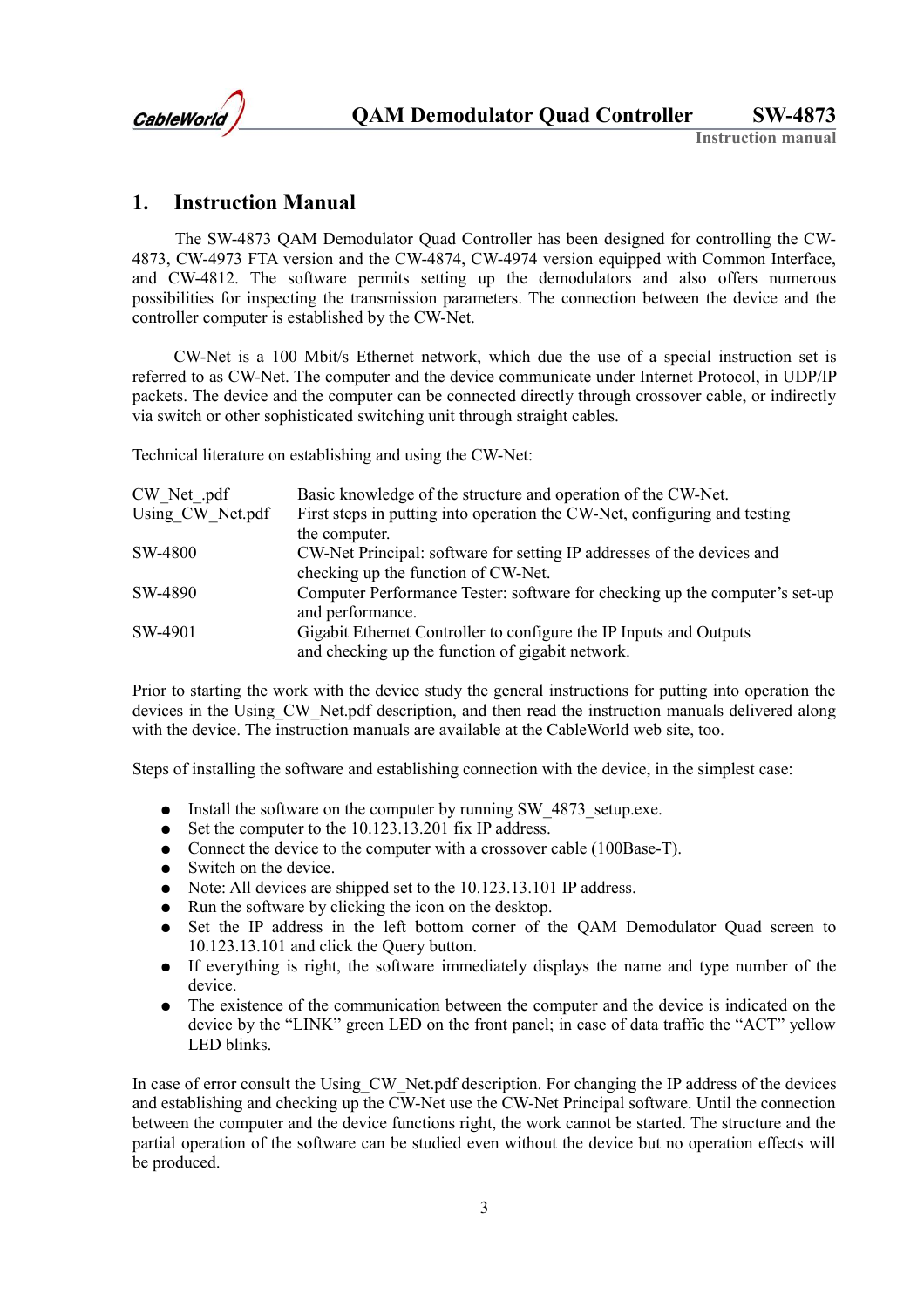# 1. Instruction Manual

The SW-4873 QAM Demodulator Quad Controller has been designed for controlling the CW-4873, CW-4973 FTA version and the CW-4874, CW-4974 version equipped with Common Interface, and CW-4812. The software permits setting up the demodulators and also offers numerous possibilities for inspecting the transmission parameters. The connection between the device and the controller computer is established by the CW-Net.

CW-Net is a 100 Mbit/s Ethernet network, which due the use of a special instruction set is referred to as CW-Net. The computer and the device communicate under Internet Protocol, in UDP/IP packets. The device and the computer can be connected directly through crossover cable, or indirectly via switch or other sophisticated switching unit through straight cables.

Technical literature on establishing and using the CW-Net:

| | |
|---|---|
| CW_Net_.pdf | Basic knowledge of the structure and operation of the CW-Net. |
| Using_CW_Net.pdf | First steps in putting into operation the CW-Net, configuring and testing the computer. |
| SW-4800 | CW-Net Principal: software for setting IP addresses of the devices and checking up the function of CW-Net. |
| SW-4890 | Computer Performance Tester: software for checking up the computer's set-up and performance. |
| SW-4901 | Gigabit Ethernet Controller to configure the IP Inputs and Outputs and checking up the function of gigabit network. |

Prior to starting the work with the device study the general instructions for putting into operation the devices in the Using_CW_Net.pdf description, and then read the instruction manuals delivered along with the device. The instruction manuals are available at the CableWorld web site, too.

Steps of installing the software and establishing connection with the device, in the simplest case:

- Install the software on the computer by running SW_4873_setup.exe.
- Set the computer to the 10.123.13.201 fix IP address.
- Connect the device to the computer with a crossover cable (100Base-T).
- Switch on the device.
- Note: All devices are shipped set to the 10.123.13.101 IP address.
- Run the software by clicking the icon on the desktop.
- Set the IP address in the left bottom corner of the QAM Demodulator Quad screen to 10.123.13.101 and click the Query button.
- If everything is right, the software immediately displays the name and type number of the device.
- The existence of the communication between the computer and the device is indicated on the device by the "LINK" green LED on the front panel; in case of data traffic the "ACT" yellow LED blinks.

In case of error consult the Using_CW_Net.pdf description. For changing the IP address of the devices and establishing and checking up the CW-Net use the CW-Net Principal software. Until the connection between the computer and the device functions right, the work cannot be started. The structure and the partial operation of the software can be studied even without the device but no operation effects will be produced.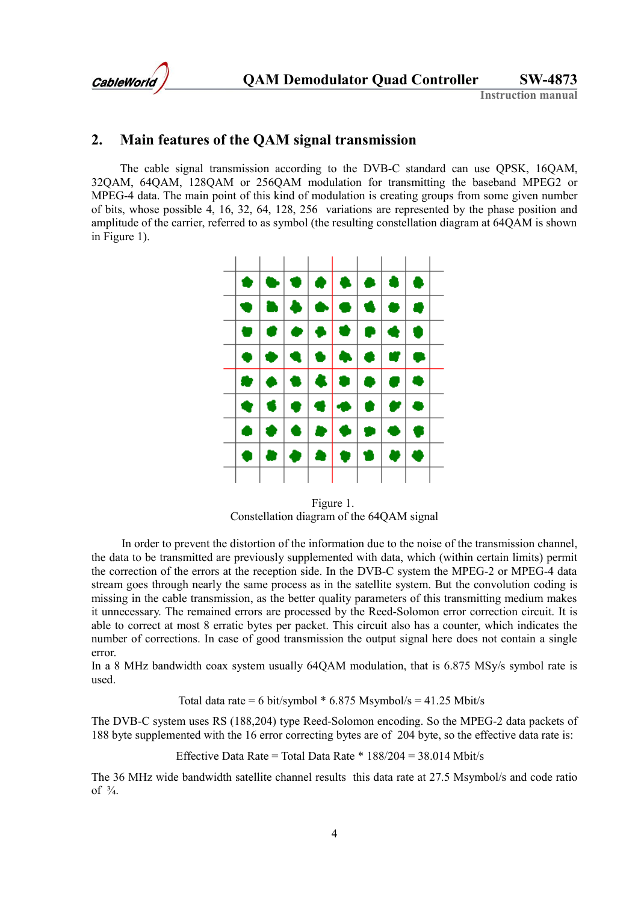## 2. Main features of the QAM signal transmission

The cable signal transmission according to the DVB-C standard can use QPSK, 16QAM, 32QAM, 64QAM, 128QAM or 256QAM modulation for transmitting the baseband MPEG2 or MPEG-4 data. The main point of this kind of modulation is creating groups from some given number of bits, whose possible 4, 16, 32, 64, 128, 256 variations are represented by the phase position and amplitude of the carrier, referred to as symbol (the resulting constellation diagram at 64QAM is shown in Figure 1).

Figure 1.
Constellation diagram of the 64QAM signal

In order to prevent the distortion of the information due to the noise of the transmission channel, the data to be transmitted are previously supplemented with data, which (within certain limits) permit the correction of the errors at the reception side. In the DVB-C system the MPEG-2 or MPEG-4 data stream goes through nearly the same process as in the satellite system. But the convolution coding is missing in the cable transmission, as the better quality parameters of this transmitting medium makes it unnecessary. The remained errors are processed by the Reed-Solomon error correction circuit. It is able to correct at most 8 erratic bytes per packet. This circuit also has a counter, which indicates the number of corrections. In case of good transmission the output signal here does not contain a single error.
In a 8 MHz bandwidth coax system usually 64QAM modulation, that is 6.875 MSy/s symbol rate is used.

$$\text{Total data rate} = 6 \text{ bit/symbol} * 6.875 \text{ Msymbol/s} = 41.25 \text{ Mbit/s}$$

The DVB-C system uses RS (188,204) type Reed-Solomon encoding. So the MPEG-2 data packets of 188 byte supplemented with the 16 error correcting bytes are of 204 byte, so the effective data rate is:

$$\text{Effective Data Rate} = \text{Total Data Rate} * 188/204 = 38.014 \text{ Mbit/s}$$

The 36 MHz wide bandwidth satellite channel results this data rate at 27.5 Msymbol/s and code ratio of ¾.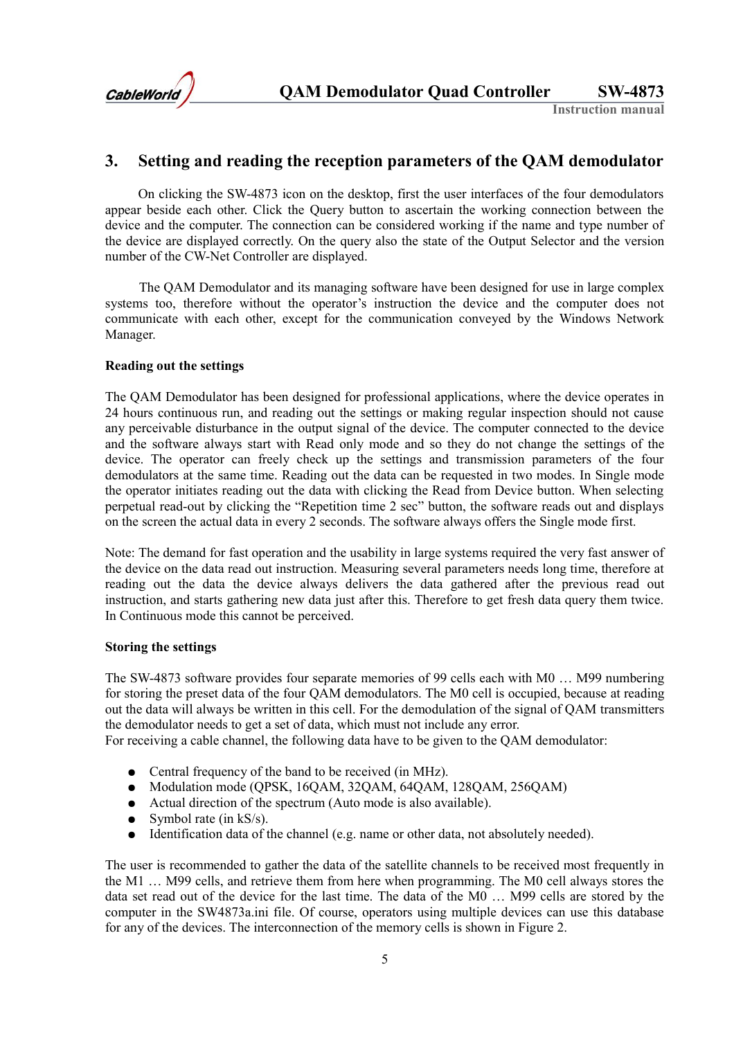## 3. Setting and reading the reception parameters of the QAM demodulator

On clicking the SW-4873 icon on the desktop, first the user interfaces of the four demodulators appear beside each other. Click the Query button to ascertain the working connection between the device and the computer. The connection can be considered working if the name and type number of the device are displayed correctly. On the query also the state of the Output Selector and the version number of the CW-Net Controller are displayed.

The QAM Demodulator and its managing software have been designed for use in large complex systems too, therefore without the operator's instruction the device and the computer does not communicate with each other, except for the communication conveyed by the Windows Network Manager.

**Reading out the settings**

The QAM Demodulator has been designed for professional applications, where the device operates in 24 hours continuous run, and reading out the settings or making regular inspection should not cause any perceivable disturbance in the output signal of the device. The computer connected to the device and the software always start with Read only mode and so they do not change the settings of the device. The operator can freely check up the settings and transmission parameters of the four demodulators at the same time. Reading out the data can be requested in two modes. In Single mode the operator initiates reading out the data with clicking the Read from Device button. When selecting perpetual read-out by clicking the "Repetition time 2 sec" button, the software reads out and displays on the screen the actual data in every 2 seconds. The software always offers the Single mode first.

Note: The demand for fast operation and the usability in large systems required the very fast answer of the device on the data read out instruction. Measuring several parameters needs long time, therefore at reading out the data the device always delivers the data gathered after the previous read out instruction, and starts gathering new data just after this. Therefore to get fresh data query them twice. In Continuous mode this cannot be perceived.

**Storing the settings**

The SW-4873 software provides four separate memories of 99 cells each with M0 … M99 numbering for storing the preset data of the four QAM demodulators. The M0 cell is occupied, because at reading out the data will always be written in this cell. For the demodulation of the signal of QAM transmitters the demodulator needs to get a set of data, which must not include any error.
For receiving a cable channel, the following data have to be given to the QAM demodulator:

- Central frequency of the band to be received (in MHz).
- Modulation mode (QPSK, 16QAM, 32QAM, 64QAM, 128QAM, 256QAM)
- Actual direction of the spectrum (Auto mode is also available).
- Symbol rate (in kS/s).
- Identification data of the channel (e.g. name or other data, not absolutely needed).

The user is recommended to gather the data of the satellite channels to be received most frequently in the M1 … M99 cells, and retrieve them from here when programming. The M0 cell always stores the data set read out of the device for the last time. The data of the M0 … M99 cells are stored by the computer in the SW4873a.ini file. Of course, operators using multiple devices can use this database for any of the devices. The interconnection of the memory cells is shown in Figure 2.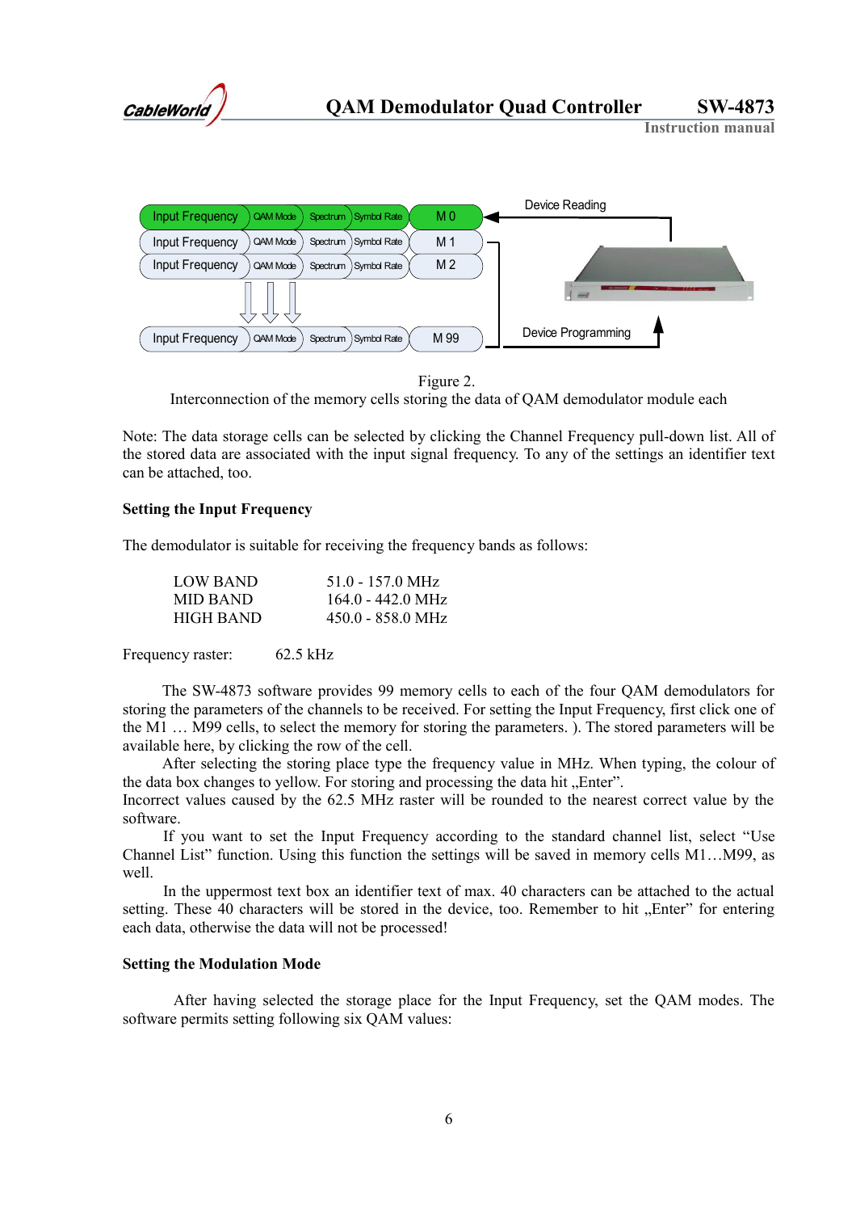Figure 2.
Interconnection of the memory cells storing the data of QAM demodulator module each

Note: The data storage cells can be selected by clicking the Channel Frequency pull-down list. All of the stored data are associated with the input signal frequency. To any of the settings an identifier text can be attached, too.

### Setting the Input Frequency

The demodulator is suitable for receiving the frequency bands as follows:

| | |
|---|---|
| LOW BAND | 51.0 - 157.0 MHz |
| MID BAND | 164.0 - 442.0 MHz |
| HIGH BAND | 450.0 - 858.0 MHz |

Frequency raster: 62.5 kHz

The SW-4873 software provides 99 memory cells to each of the four QAM demodulators for storing the parameters of the channels to be received. For setting the Input Frequency, first click one of the M1 … M99 cells, to select the memory for storing the parameters. ). The stored parameters will be available here, by clicking the row of the cell.

After selecting the storing place type the frequency value in MHz. When typing, the colour of the data box changes to yellow. For storing and processing the data hit „Enter".

Incorrect values caused by the 62.5 MHz raster will be rounded to the nearest correct value by the software.

If you want to set the Input Frequency according to the standard channel list, select "Use Channel List" function. Using this function the settings will be saved in memory cells M1…M99, as well.

In the uppermost text box an identifier text of max. 40 characters can be attached to the actual setting. These 40 characters will be stored in the device, too. Remember to hit „Enter" for entering each data, otherwise the data will not be processed!

### Setting the Modulation Mode

After having selected the storage place for the Input Frequency, set the QAM modes. The software permits setting following six QAM values: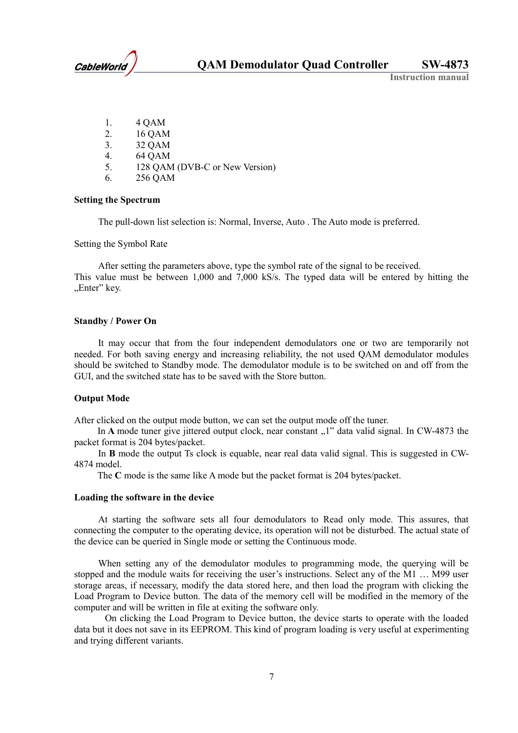1. 4 QAM
2. 16 QAM
3. 32 QAM
4. 64 QAM
5. 128 QAM (DVB-C or New Version)
6. 256 QAM

**Setting the Spectrum**

The pull-down list selection is: Normal, Inverse, Auto . The Auto mode is preferred.

Setting the Symbol Rate

After setting the parameters above, type the symbol rate of the signal to be received. This value must be between 1,000 and 7,000 kS/s. The typed data will be entered by hitting the „Enter" key.

**Standby / Power On**

It may occur that from the four independent demodulators one or two are temporarily not needed. For both saving energy and increasing reliability, the not used QAM demodulator modules should be switched to Standby mode. The demodulator module is to be switched on and off from the GUI, and the switched state has to be saved with the Store button.

**Output Mode**

After clicked on the output mode button, we can set the output mode off the tuner.

In **A** mode tuner give jittered output clock, near constant „1" data valid signal. In CW-4873 the packet format is 204 bytes/packet.

In **B** mode the output Ts clock is equable, near real data valid signal. This is suggested in CW-4874 model.

The **C** mode is the same like A mode but the packet format is 204 bytes/packet.

**Loading the software in the device**

At starting the software sets all four demodulators to Read only mode. This assures, that connecting the computer to the operating device, its operation will not be disturbed. The actual state of the device can be queried in Single mode or setting the Continuous mode.

When setting any of the demodulator modules to programming mode, the querying will be stopped and the module waits for receiving the user's instructions. Select any of the M1 … M99 user storage areas, if necessary, modify the data stored here, and then load the program with clicking the Load Program to Device button. The data of the memory cell will be modified in the memory of the computer and will be written in file at exiting the software only.

On clicking the Load Program to Device button, the device starts to operate with the loaded data but it does not save in its EEPROM. This kind of program loading is very useful at experimenting and trying different variants.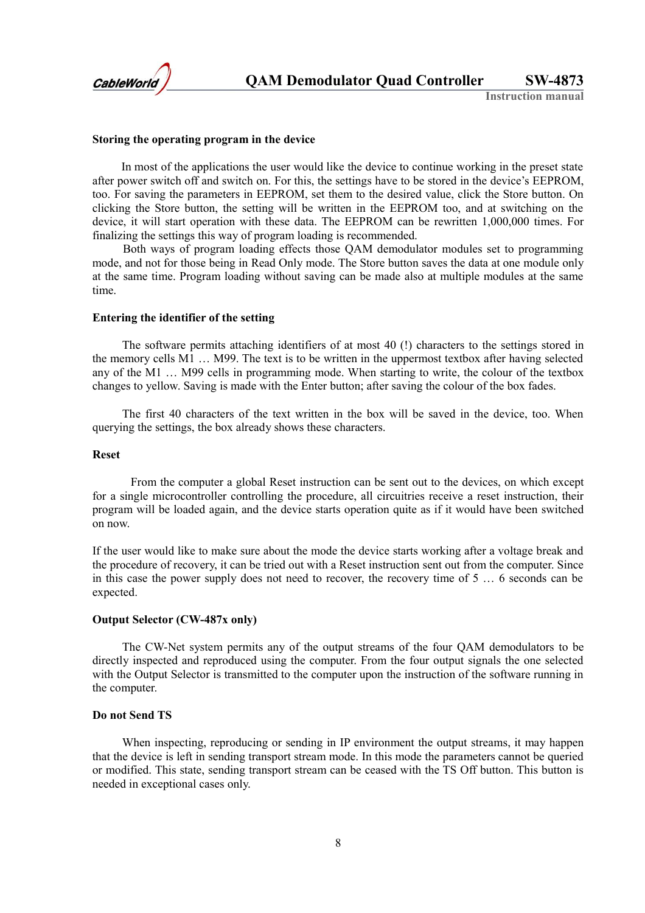**Storing the operating program in the device**

In most of the applications the user would like the device to continue working in the preset state after power switch off and switch on. For this, the settings have to be stored in the device's EEPROM, too. For saving the parameters in EEPROM, set them to the desired value, click the Store button. On clicking the Store button, the setting will be written in the EEPROM too, and at switching on the device, it will start operation with these data. The EEPROM can be rewritten 1,000,000 times. For finalizing the settings this way of program loading is recommended.

Both ways of program loading effects those QAM demodulator modules set to programming mode, and not for those being in Read Only mode. The Store button saves the data at one module only at the same time. Program loading without saving can be made also at multiple modules at the same time.

**Entering the identifier of the setting**

The software permits attaching identifiers of at most 40 (!) characters to the settings stored in the memory cells M1 … M99. The text is to be written in the uppermost textbox after having selected any of the M1 … M99 cells in programming mode. When starting to write, the colour of the textbox changes to yellow. Saving is made with the Enter button; after saving the colour of the box fades.

The first 40 characters of the text written in the box will be saved in the device, too. When querying the settings, the box already shows these characters.

**Reset**

From the computer a global Reset instruction can be sent out to the devices, on which except for a single microcontroller controlling the procedure, all circuitries receive a reset instruction, their program will be loaded again, and the device starts operation quite as if it would have been switched on now.

If the user would like to make sure about the mode the device starts working after a voltage break and the procedure of recovery, it can be tried out with a Reset instruction sent out from the computer. Since in this case the power supply does not need to recover, the recovery time of 5 … 6 seconds can be expected.

**Output Selector (CW-487x only)**

The CW-Net system permits any of the output streams of the four QAM demodulators to be directly inspected and reproduced using the computer. From the four output signals the one selected with the Output Selector is transmitted to the computer upon the instruction of the software running in the computer.

**Do not Send TS**

When inspecting, reproducing or sending in IP environment the output streams, it may happen that the device is left in sending transport stream mode. In this mode the parameters cannot be queried or modified. This state, sending transport stream can be ceased with the TS Off button. This button is needed in exceptional cases only.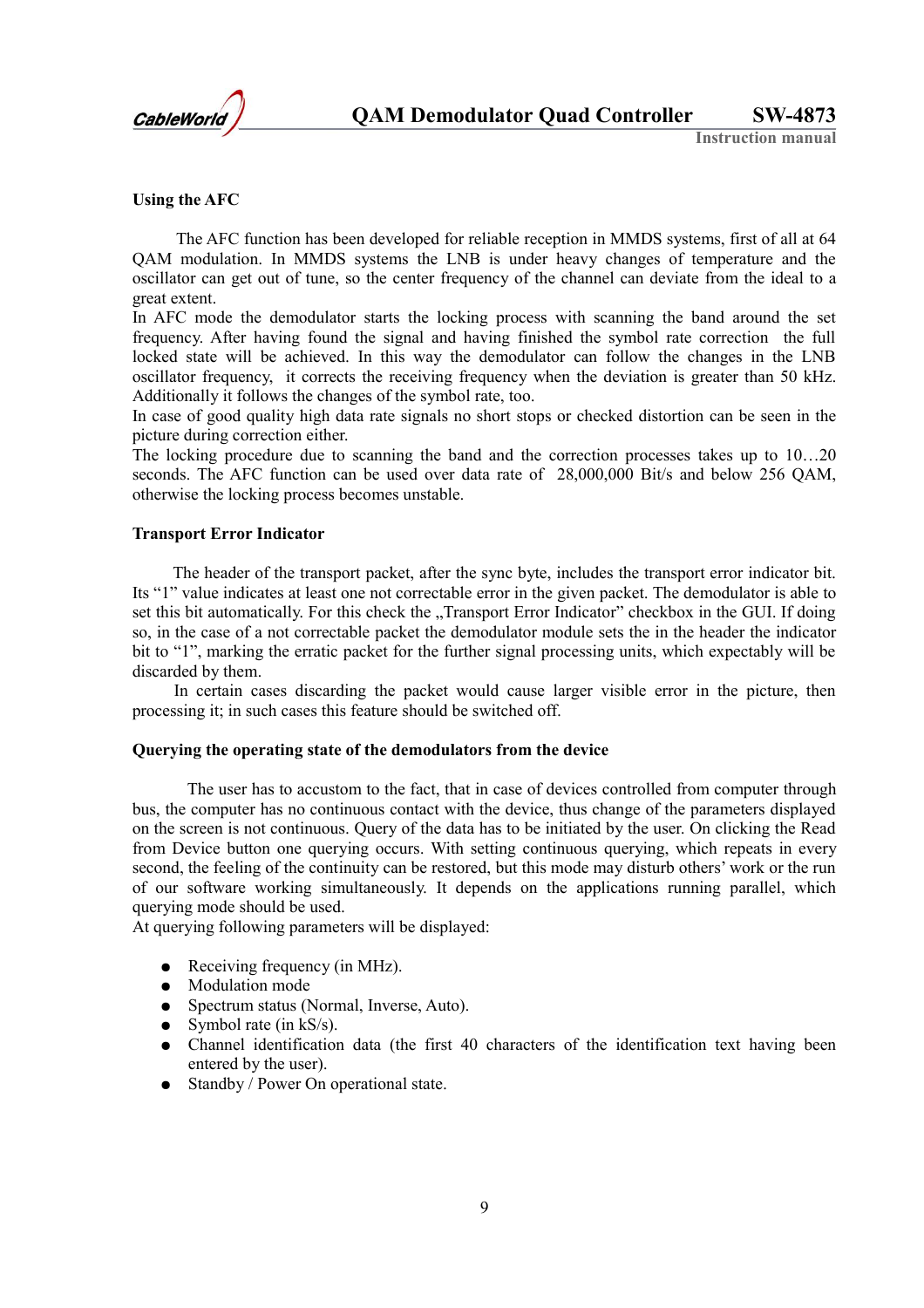### Using the AFC

The AFC function has been developed for reliable reception in MMDS systems, first of all at 64 QAM modulation. In MMDS systems the LNB is under heavy changes of temperature and the oscillator can get out of tune, so the center frequency of the channel can deviate from the ideal to a great extent.
In AFC mode the demodulator starts the locking process with scanning the band around the set frequency. After having found the signal and having finished the symbol rate correction the full locked state will be achieved. In this way the demodulator can follow the changes in the LNB oscillator frequency, it corrects the receiving frequency when the deviation is greater than 50 kHz. Additionally it follows the changes of the symbol rate, too.
In case of good quality high data rate signals no short stops or checked distortion can be seen in the picture during correction either.
The locking procedure due to scanning the band and the correction processes takes up to 10…20 seconds. The AFC function can be used over data rate of 28,000,000 Bit/s and below 256 QAM, otherwise the locking process becomes unstable.

### Transport Error Indicator

The header of the transport packet, after the sync byte, includes the transport error indicator bit. Its "1" value indicates at least one not correctable error in the given packet. The demodulator is able to set this bit automatically. For this check the „Transport Error Indicator" checkbox in the GUI. If doing so, in the case of a not correctable packet the demodulator module sets the in the header the indicator bit to "1", marking the erratic packet for the further signal processing units, which expectably will be discarded by them.

In certain cases discarding the packet would cause larger visible error in the picture, then processing it; in such cases this feature should be switched off.

### Querying the operating state of the demodulators from the device

The user has to accustom to the fact, that in case of devices controlled from computer through bus, the computer has no continuous contact with the device, thus change of the parameters displayed on the screen is not continuous. Query of the data has to be initiated by the user. On clicking the Read from Device button one querying occurs. With setting continuous querying, which repeats in every second, the feeling of the continuity can be restored, but this mode may disturb others' work or the run of our software working simultaneously. It depends on the applications running parallel, which querying mode should be used.
At querying following parameters will be displayed:

- Receiving frequency (in MHz).
- Modulation mode
- Spectrum status (Normal, Inverse, Auto).
- Symbol rate (in kS/s).
- Channel identification data (the first 40 characters of the identification text having been entered by the user).
- Standby / Power On operational state.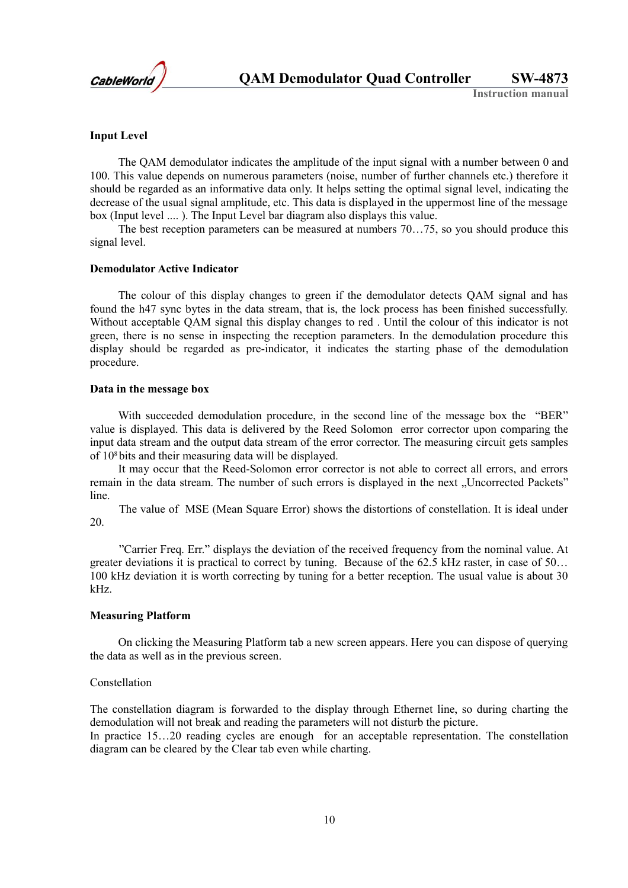**Input Level**

The QAM demodulator indicates the amplitude of the input signal with a number between 0 and 100. This value depends on numerous parameters (noise, number of further channels etc.) therefore it should be regarded as an informative data only. It helps setting the optimal signal level, indicating the decrease of the usual signal amplitude, etc. This data is displayed in the uppermost line of the message box (Input level .... ). The Input Level bar diagram also displays this value.

The best reception parameters can be measured at numbers 70…75, so you should produce this signal level.

**Demodulator Active Indicator**

The colour of this display changes to green if the demodulator detects QAM signal and has found the h47 sync bytes in the data stream, that is, the lock process has been finished successfully. Without acceptable QAM signal this display changes to red . Until the colour of this indicator is not green, there is no sense in inspecting the reception parameters. In the demodulation procedure this display should be regarded as pre-indicator, it indicates the starting phase of the demodulation procedure.

**Data in the message box**

With succeeded demodulation procedure, in the second line of the message box the "BER" value is displayed. This data is delivered by the Reed Solomon error corrector upon comparing the input data stream and the output data stream of the error corrector. The measuring circuit gets samples of $10^8$ bits and their measuring data will be displayed.

It may occur that the Reed-Solomon error corrector is not able to correct all errors, and errors remain in the data stream. The number of such errors is displayed in the next „Uncorrected Packets" line.

The value of MSE (Mean Square Error) shows the distortions of constellation. It is ideal under 20.

"Carrier Freq. Err." displays the deviation of the received frequency from the nominal value. At greater deviations it is practical to correct by tuning. Because of the 62.5 kHz raster, in case of 50…100 kHz deviation it is worth correcting by tuning for a better reception. The usual value is about 30 kHz.

**Measuring Platform**

On clicking the Measuring Platform tab a new screen appears. Here you can dispose of querying the data as well as in the previous screen.

Constellation

The constellation diagram is forwarded to the display through Ethernet line, so during charting the demodulation will not break and reading the parameters will not disturb the picture.
In practice 15…20 reading cycles are enough for an acceptable representation. The constellation diagram can be cleared by the Clear tab even while charting.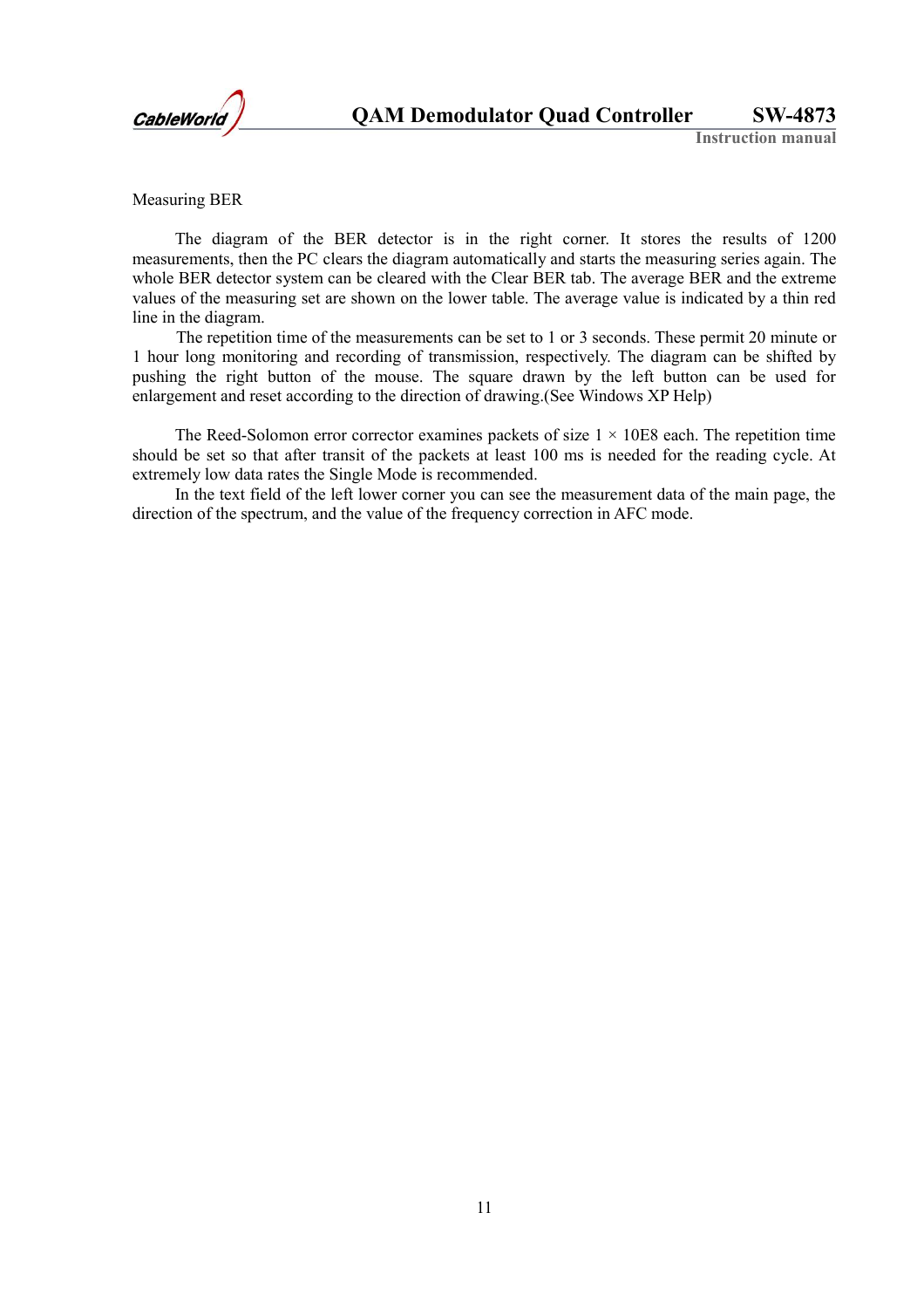Measuring BER

The diagram of the BER detector is in the right corner. It stores the results of 1200 measurements, then the PC clears the diagram automatically and starts the measuring series again. The whole BER detector system can be cleared with the Clear BER tab. The average BER and the extreme values of the measuring set are shown on the lower table. The average value is indicated by a thin red line in the diagram.

The repetition time of the measurements can be set to 1 or 3 seconds. These permit 20 minute or 1 hour long monitoring and recording of transmission, respectively. The diagram can be shifted by pushing the right button of the mouse. The square drawn by the left button can be used for enlargement and reset according to the direction of drawing.(See Windows XP Help)

The Reed-Solomon error corrector examines packets of size $1 \times 10E8$ each. The repetition time should be set so that after transit of the packets at least 100 ms is needed for the reading cycle. At extremely low data rates the Single Mode is recommended.

In the text field of the left lower corner you can see the measurement data of the main page, the direction of the spectrum, and the value of the frequency correction in AFC mode.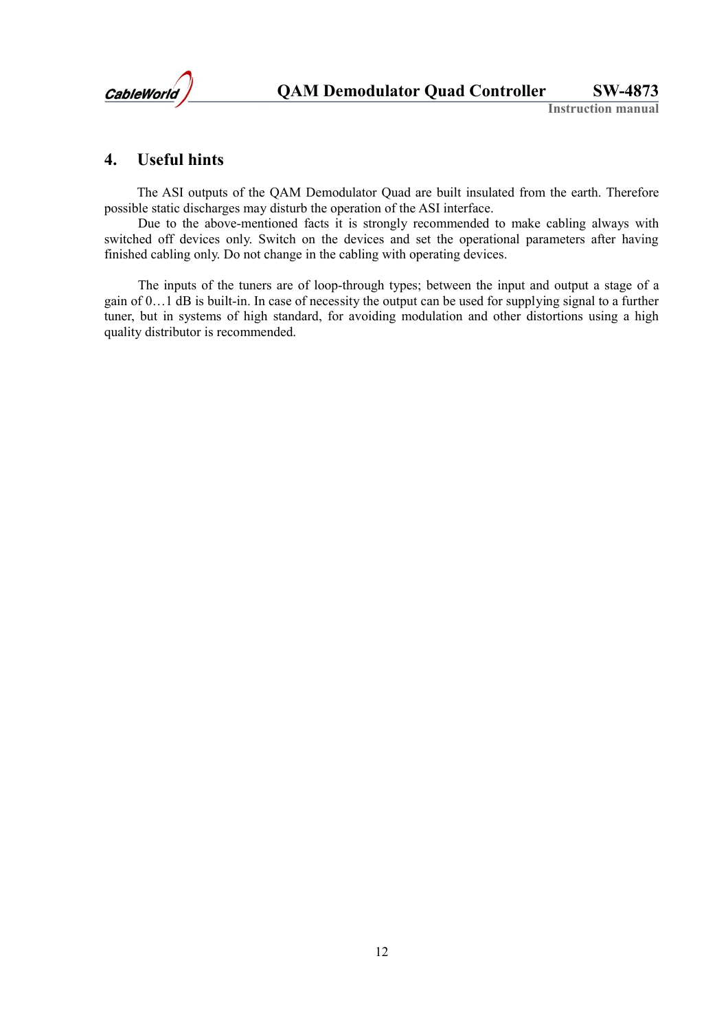# 4. Useful hints

The ASI outputs of the QAM Demodulator Quad are built insulated from the earth. Therefore possible static discharges may disturb the operation of the ASI interface.

Due to the above-mentioned facts it is strongly recommended to make cabling always with switched off devices only. Switch on the devices and set the operational parameters after having finished cabling only. Do not change in the cabling with operating devices.

The inputs of the tuners are of loop-through types; between the input and output a stage of a gain of 0…1 dB is built-in. In case of necessity the output can be used for supplying signal to a further tuner, but in systems of high standard, for avoiding modulation and other distortions using a high quality distributor is recommended.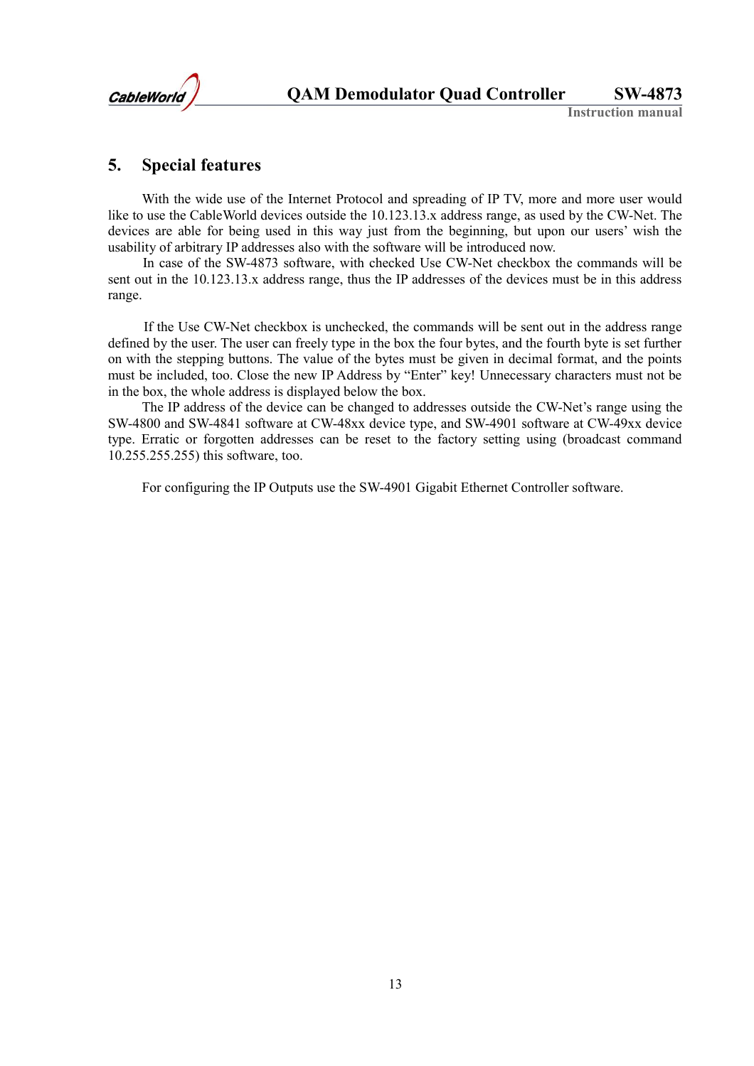# 5. Special features

With the wide use of the Internet Protocol and spreading of IP TV, more and more user would like to use the CableWorld devices outside the 10.123.13.x address range, as used by the CW-Net. The devices are able for being used in this way just from the beginning, but upon our users' wish the usability of arbitrary IP addresses also with the software will be introduced now.

In case of the SW-4873 software, with checked Use CW-Net checkbox the commands will be sent out in the 10.123.13.x address range, thus the IP addresses of the devices must be in this address range.

If the Use CW-Net checkbox is unchecked, the commands will be sent out in the address range defined by the user. The user can freely type in the box the four bytes, and the fourth byte is set further on with the stepping buttons. The value of the bytes must be given in decimal format, and the points must be included, too. Close the new IP Address by "Enter" key! Unnecessary characters must not be in the box, the whole address is displayed below the box.

The IP address of the device can be changed to addresses outside the CW-Net's range using the SW-4800 and SW-4841 software at CW-48xx device type, and SW-4901 software at CW-49xx device type. Erratic or forgotten addresses can be reset to the factory setting using (broadcast command 10.255.255.255) this software, too.

For configuring the IP Outputs use the SW-4901 Gigabit Ethernet Controller software.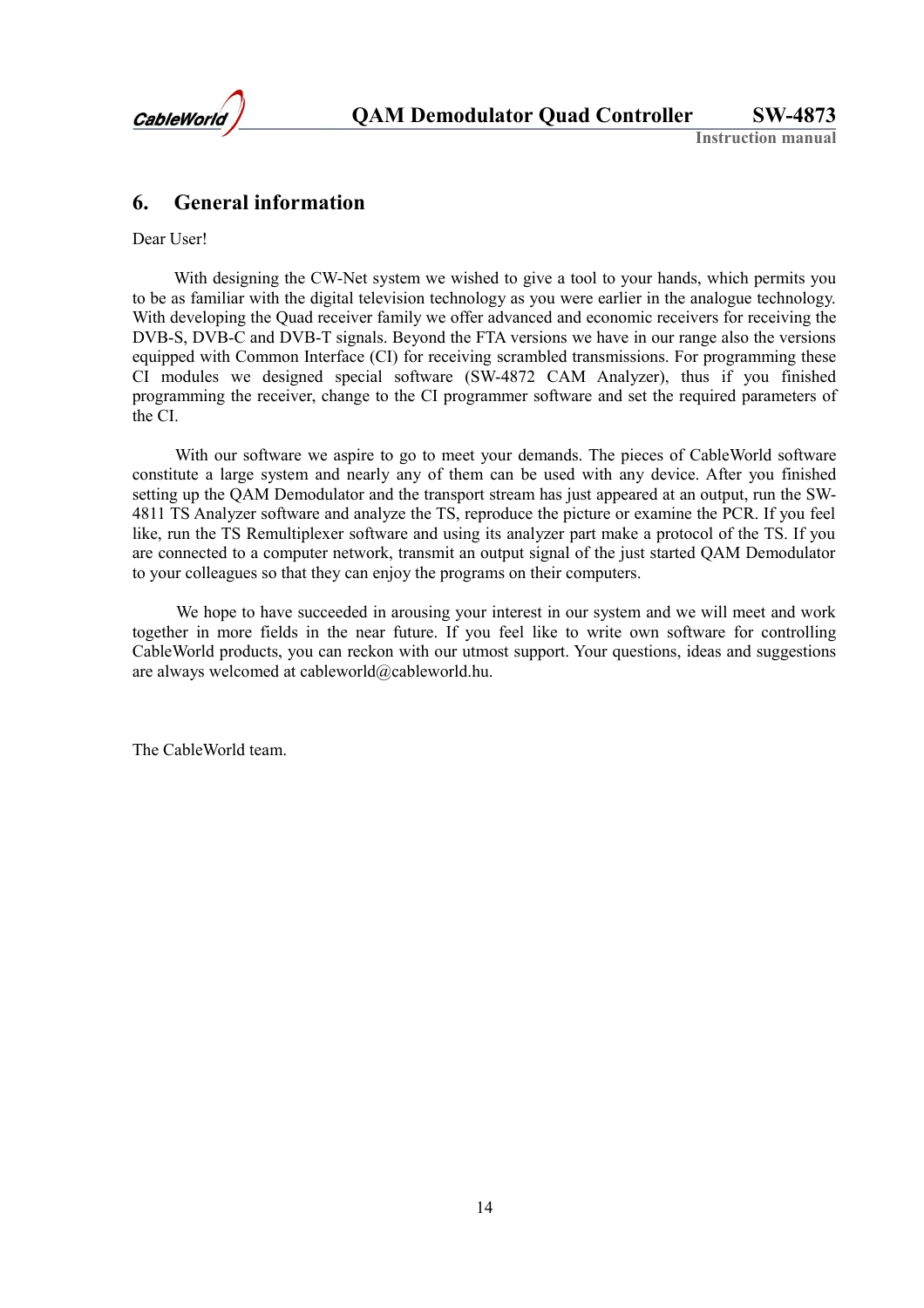## 6. General information

Dear User!

With designing the CW-Net system we wished to give a tool to your hands, which permits you to be as familiar with the digital television technology as you were earlier in the analogue technology. With developing the Quad receiver family we offer advanced and economic receivers for receiving the DVB-S, DVB-C and DVB-T signals. Beyond the FTA versions we have in our range also the versions equipped with Common Interface (CI) for receiving scrambled transmissions. For programming these CI modules we designed special software (SW-4872 CAM Analyzer), thus if you finished programming the receiver, change to the CI programmer software and set the required parameters of the CI.

With our software we aspire to go to meet your demands. The pieces of CableWorld software constitute a large system and nearly any of them can be used with any device. After you finished setting up the QAM Demodulator and the transport stream has just appeared at an output, run the SW-4811 TS Analyzer software and analyze the TS, reproduce the picture or examine the PCR. If you feel like, run the TS Remultiplexer software and using its analyzer part make a protocol of the TS. If you are connected to a computer network, transmit an output signal of the just started QAM Demodulator to your colleagues so that they can enjoy the programs on their computers.

We hope to have succeeded in arousing your interest in our system and we will meet and work together in more fields in the near future. If you feel like to write own software for controlling CableWorld products, you can reckon with our utmost support. Your questions, ideas and suggestions are always welcomed at cableworld@cableworld.hu.

The CableWorld team.